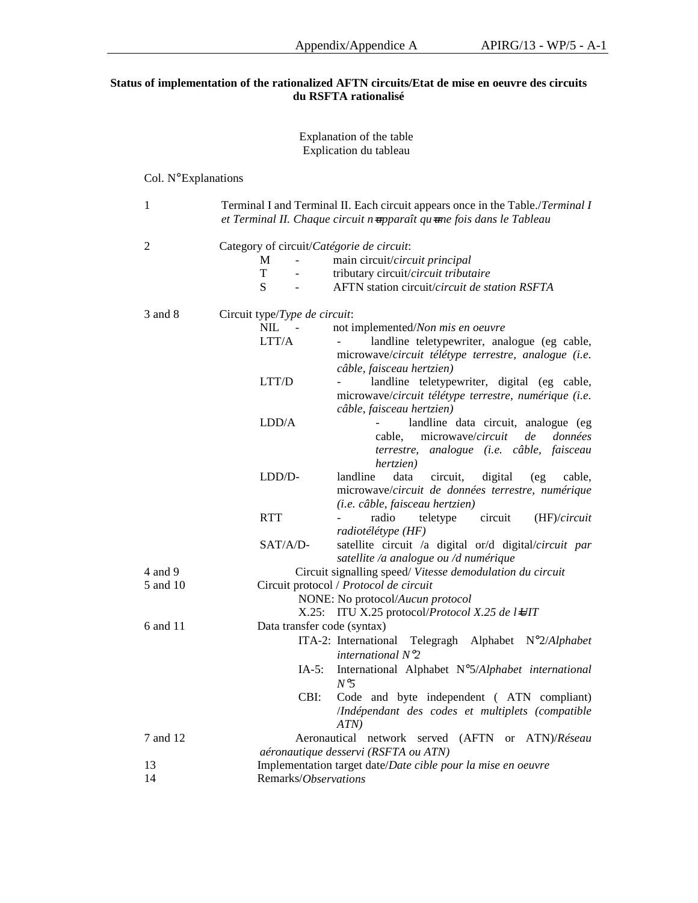**Status of implementation of the rationalized AFTN circuits/Etat de mise en oeuvre des circuits du RSFTA rationalisé**

Explanation of the table
Explication du tableau

| Col. N° | Explanations |
|---|---|
| 1 | Terminal I and Terminal II. Each circuit appears once in the Table./*Terminal I et Terminal II. Chaque circuit n=apparaît qu=une fois dans le Tableau* |
| 2 | Category of circuit/*Catégorie de circuit*:<br>M - main circuit/*circuit principal*<br>T - tributary circuit/*circuit tributaire*<br>S - AFTN station circuit/*circuit de station RSFTA* |
| 3 and 8 | Circuit type/*Type de circuit*:<br>NIL - not implemented/*Non mis en oeuvre*<br>LTT/A - landline teletypewriter, analogue (eg cable, microwave/*circuit télétype terrestre, analogue (i.e. câble, faisceau hertzien)*<br>LTT/D - landline teletypewriter, digital (eg cable, microwave/*circuit télétype terrestre, numérique (i.e. câble, faisceau hertzien)*<br>LDD/A - landline data circuit, analogue (eg cable, microwave/*circuit de données terrestre, analogue (i.e. câble, faisceau hertzien)*<br>LDD/D- landline data circuit, digital (eg cable, microwave/*circuit de données terrestre, numérique (i.e. câble, faisceau hertzien)*<br>RTT - radio teletype circuit (HF)/*circuit radiotélétype (HF)*<br>SAT/A/D- satellite circuit /a digital or/d digital/*circuit par satellite /a analogue ou /d numérique* |
| 4 and 9 | Circuit signalling speed/ *Vitesse demodulation du circuit* |
| 5 and 10 | Circuit protocol / *Protocol de circuit*<br>NONE: No protocol/*Aucun protocol*<br>X.25: ITU X.25 protocol/*Protocol X.25 de l=UIT* |
| 6 and 11 | Data transfer code (syntax)<br>ITA-2: International Telegragh Alphabet N°2/*Alphabet international N°2*<br>IA-5: International Alphabet N°5/*Alphabet international N°5*<br>CBI: Code and byte independent ( ATN compliant) /*Indépendant des codes et multiplets (compatible ATN)* |
| 7 and 12 | Aeronautical network served (AFTN or ATN)/*Réseau aéronautique desservi (RSFTA ou ATN)* |
| 13 | Implementation target date/*Date cible pour la mise en oeuvre* |
| 14 | Remarks/*Observations* |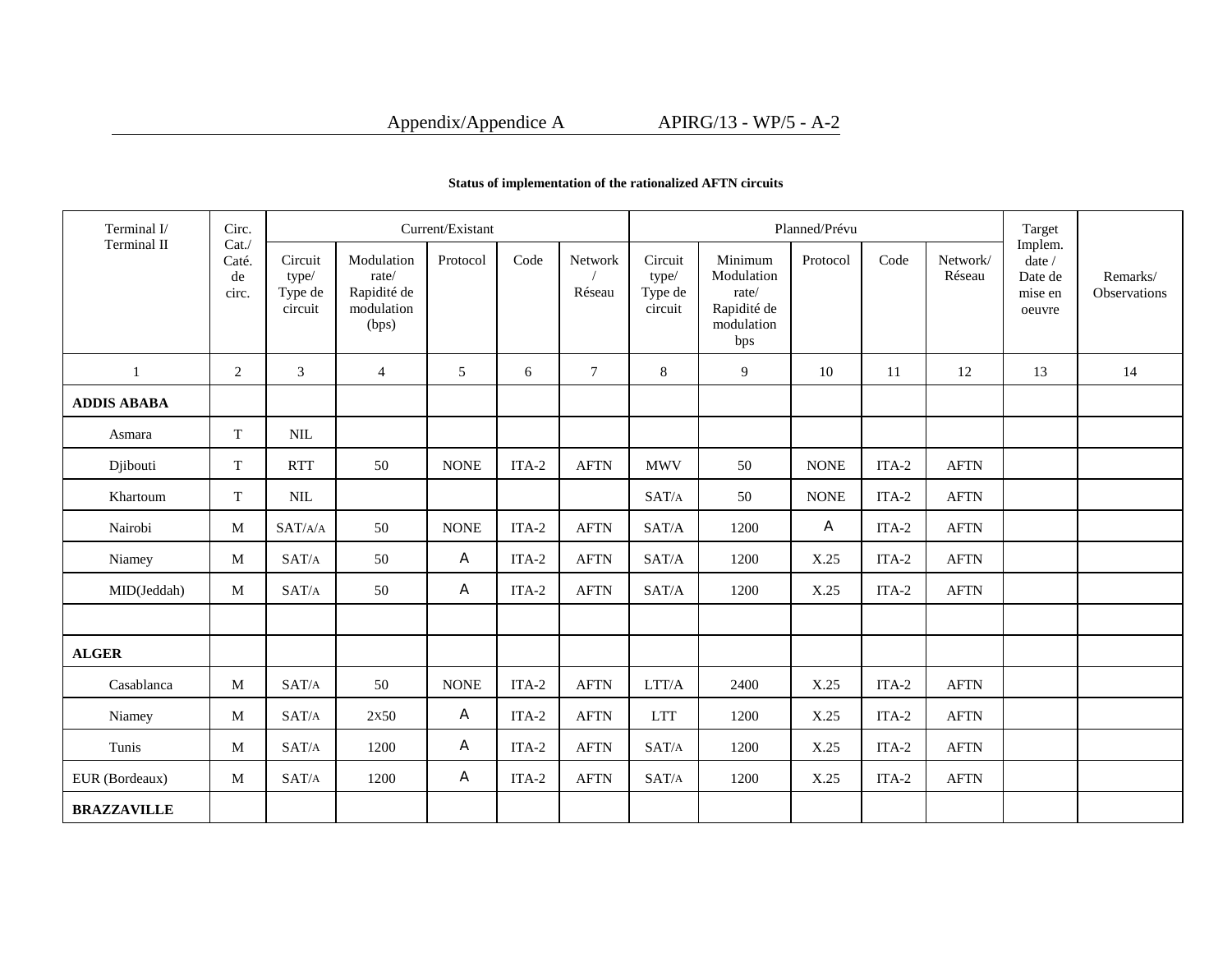**Status of implementation of the rationalized AFTN circuits**

| Terminal I/ Terminal II | Circ. Cat./ Caté. de circ. | Current/Existant | | | | | Planned/Prévu | | | | | Target Implem. date / Date de mise en oeuvre | Remarks/ Observations |
|---|---|---|---|---|---|---|---|---|---|---|---|---|---|
| | | Circuit type/ Type de circuit | Modulation rate/ Rapidité de modulation (bps) | Protocol | Code | Network / Réseau | Circuit type/ Type de circuit | Minimum Modulation rate/ Rapidité de modulation bps | Protocol | Code | Network/ Réseau | | |
| 1 | 2 | 3 | 4 | 5 | 6 | 7 | 8 | 9 | 10 | 11 | 12 | 13 | 14 |
| **ADDIS ABABA** | | | | | | | | | | | | | |
| Asmara | T | NIL | | | | | | | | | | | |
| Djibouti | T | RTT | 50 | NONE | ITA-2 | AFTN | MWV | 50 | NONE | ITA-2 | AFTN | | |
| Khartoum | T | NIL | | | | | SAT/A | 50 | NONE | ITA-2 | AFTN | | |
| Nairobi | M | SAT/A/A | 50 | NONE | ITA-2 | AFTN | SAT/A | 1200 | A | ITA-2 | AFTN | | |
| Niamey | M | SAT/A | 50 | A | ITA-2 | AFTN | SAT/A | 1200 | X.25 | ITA-2 | AFTN | | |
| MID(Jeddah) | M | SAT/A | 50 | A | ITA-2 | AFTN | SAT/A | 1200 | X.25 | ITA-2 | AFTN | | |
| | | | | | | | | | | | | | |
| **ALGER** | | | | | | | | | | | | | |
| Casablanca | M | SAT/A | 50 | NONE | ITA-2 | AFTN | LTT/A | 2400 | X.25 | ITA-2 | AFTN | | |
| Niamey | M | SAT/A | 2X50 | A | ITA-2 | AFTN | LTT | 1200 | X.25 | ITA-2 | AFTN | | |
| Tunis | M | SAT/A | 1200 | A | ITA-2 | AFTN | SAT/A | 1200 | X.25 | ITA-2 | AFTN | | |
| EUR (Bordeaux) | M | SAT/A | 1200 | A | ITA-2 | AFTN | SAT/A | 1200 | X.25 | ITA-2 | AFTN | | |
| **BRAZZAVILLE** | | | | | | | | | | | | | |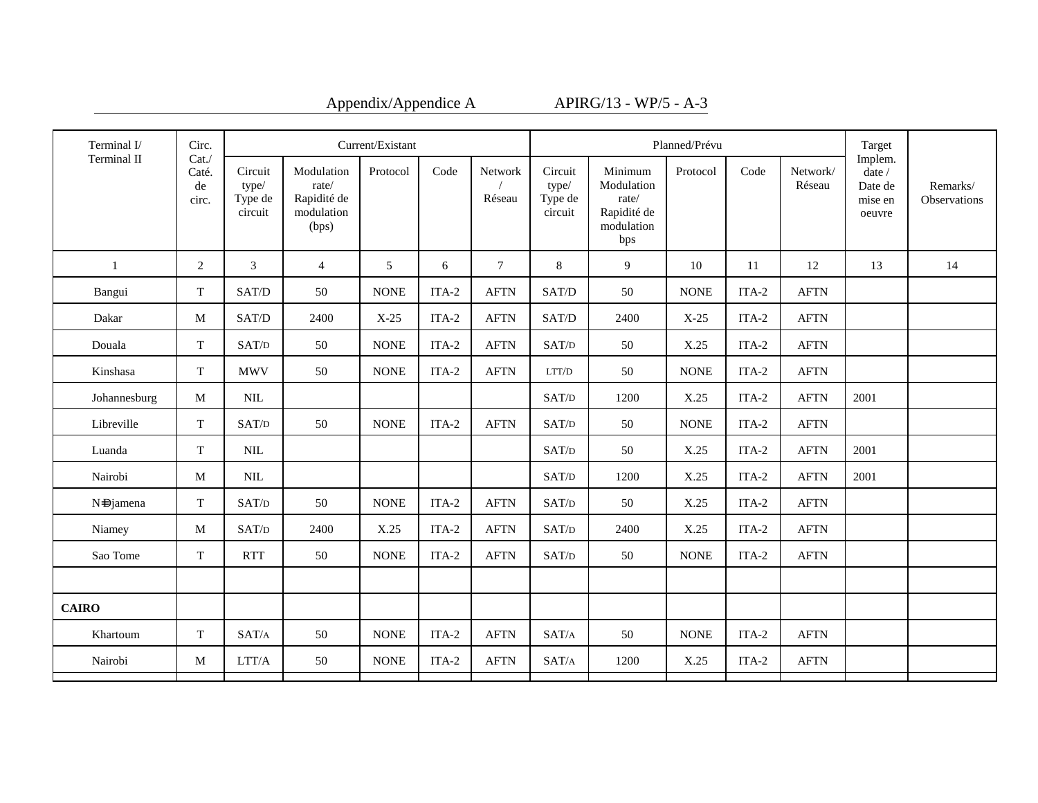| Terminal I/ Terminal II | Circ. Cat./ Caté. de circ. | Current/Existant | | | | | Planned/Prévu | | | | | Target Implem. date / Date de mise en oeuvre | Remarks/ Observations |
|---|---|---|---|---|---|---|---|---|---|---|---|---|---|
| | | Circuit type/ Type de circuit | Modulation rate/ Rapidité de modulation (bps) | Protocol | Code | Network / Réseau | Circuit type/ Type de circuit | Minimum Modulation rate/ Rapidité de modulation bps | Protocol | Code | Network/ Réseau | | |
| 1 | 2 | 3 | 4 | 5 | 6 | 7 | 8 | 9 | 10 | 11 | 12 | 13 | 14 |
| Bangui | T | SAT/D | 50 | NONE | ITA-2 | AFTN | SAT/D | 50 | NONE | ITA-2 | AFTN | | |
| Dakar | M | SAT/D | 2400 | X-25 | ITA-2 | AFTN | SAT/D | 2400 | X-25 | ITA-2 | AFTN | | |
| Douala | T | SAT/D | 50 | NONE | ITA-2 | AFTN | SAT/D | 50 | X.25 | ITA-2 | AFTN | | |
| Kinshasa | T | MWV | 50 | NONE | ITA-2 | AFTN | LTT/D | 50 | NONE | ITA-2 | AFTN | | |
| Johannesburg | M | NIL | | | | | SAT/D | 1200 | X.25 | ITA-2 | AFTN | 2001 | |
| Libreville | T | SAT/D | 50 | NONE | ITA-2 | AFTN | SAT/D | 50 | NONE | ITA-2 | AFTN | | |
| Luanda | T | NIL | | | | | SAT/D | 50 | X.25 | ITA-2 | AFTN | 2001 | |
| Nairobi | M | NIL | | | | | SAT/D | 1200 | X.25 | ITA-2 | AFTN | 2001 | |
| N'Djamena | T | SAT/D | 50 | NONE | ITA-2 | AFTN | SAT/D | 50 | X.25 | ITA-2 | AFTN | | |
| Niamey | M | SAT/D | 2400 | X.25 | ITA-2 | AFTN | SAT/D | 2400 | X.25 | ITA-2 | AFTN | | |
| Sao Tome | T | RTT | 50 | NONE | ITA-2 | AFTN | SAT/D | 50 | NONE | ITA-2 | AFTN | | |
| | | | | | | | | | | | | | |
| **CAIRO** | | | | | | | | | | | | | |
| Khartoum | T | SAT/A | 50 | NONE | ITA-2 | AFTN | SAT/A | 50 | NONE | ITA-2 | AFTN | | |
| Nairobi | M | LTT/A | 50 | NONE | ITA-2 | AFTN | SAT/A | 1200 | X.25 | ITA-2 | AFTN | | |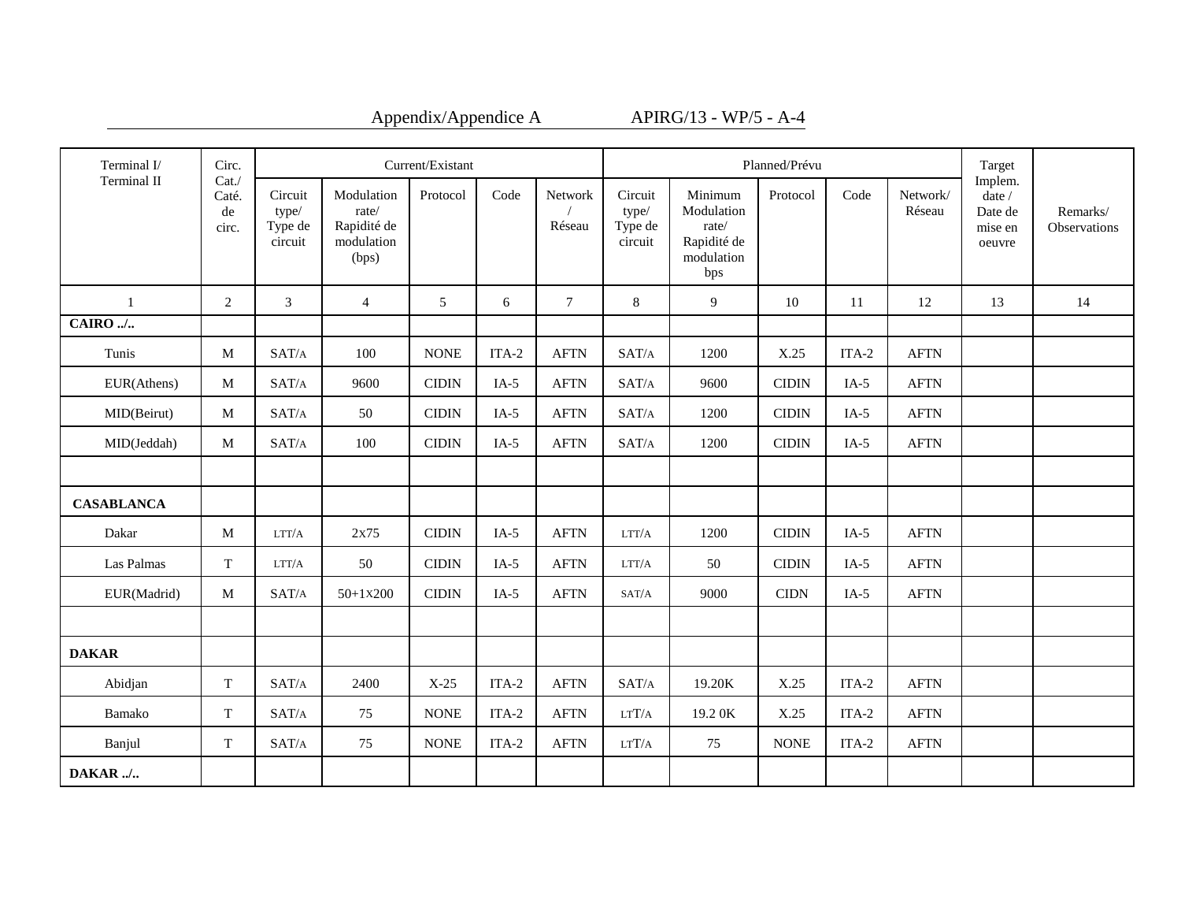| Terminal I/ Terminal II | Circ. Cat./ Caté. de circ. | Current/Existant | | | | | Planned/Prévu | | | | | Target Implem. date / Date de mise en oeuvre | Remarks/ Observations |
|---|---|---|---|---|---|---|---|---|---|---|---|---|---|
| | | Circuit type/ Type de circuit | Modulation rate/ Rapidité de modulation (bps) | Protocol | Code | Network / Réseau | Circuit type/ Type de circuit | Minimum Modulation rate/ Rapidité de modulation bps | Protocol | Code | Network/ Réseau | | |
| 1 | 2 | 3 | 4 | 5 | 6 | 7 | 8 | 9 | 10 | 11 | 12 | 13 | 14 |
| **CAIRO ../..** | | | | | | | | | | | | | |
| Tunis | M | SAT/A | 100 | NONE | ITA-2 | AFTN | SAT/A | 1200 | X.25 | ITA-2 | AFTN | | |
| EUR(Athens) | M | SAT/A | 9600 | CIDIN | IA-5 | AFTN | SAT/A | 9600 | CIDIN | IA-5 | AFTN | | |
| MID(Beirut) | M | SAT/A | 50 | CIDIN | IA-5 | AFTN | SAT/A | 1200 | CIDIN | IA-5 | AFTN | | |
| MID(Jeddah) | M | SAT/A | 100 | CIDIN | IA-5 | AFTN | SAT/A | 1200 | CIDIN | IA-5 | AFTN | | |
| | | | | | | | | | | | | | |
| **CASABLANCA** | | | | | | | | | | | | | |
| Dakar | M | LTT/A | 2x75 | CIDIN | IA-5 | AFTN | LTT/A | 1200 | CIDIN | IA-5 | AFTN | | |
| Las Palmas | T | LTT/A | 50 | CIDIN | IA-5 | AFTN | LTT/A | 50 | CIDIN | IA-5 | AFTN | | |
| EUR(Madrid) | M | SAT/A | 50+1X200 | CIDIN | IA-5 | AFTN | SAT/A | 9000 | CIDN | IA-5 | AFTN | | |
| | | | | | | | | | | | | | |
| **DAKAR** | | | | | | | | | | | | | |
| Abidjan | T | SAT/A | 2400 | X-25 | ITA-2 | AFTN | SAT/A | 19.20K | X.25 | ITA-2 | AFTN | | |
| Bamako | T | SAT/A | 75 | NONE | ITA-2 | AFTN | LTT/A | 19.2 0K | X.25 | ITA-2 | AFTN | | |
| Banjul | T | SAT/A | 75 | NONE | ITA-2 | AFTN | LTT/A | 75 | NONE | ITA-2 | AFTN | | |
| **DAKAR ../..** | | | | | | | | | | | | | |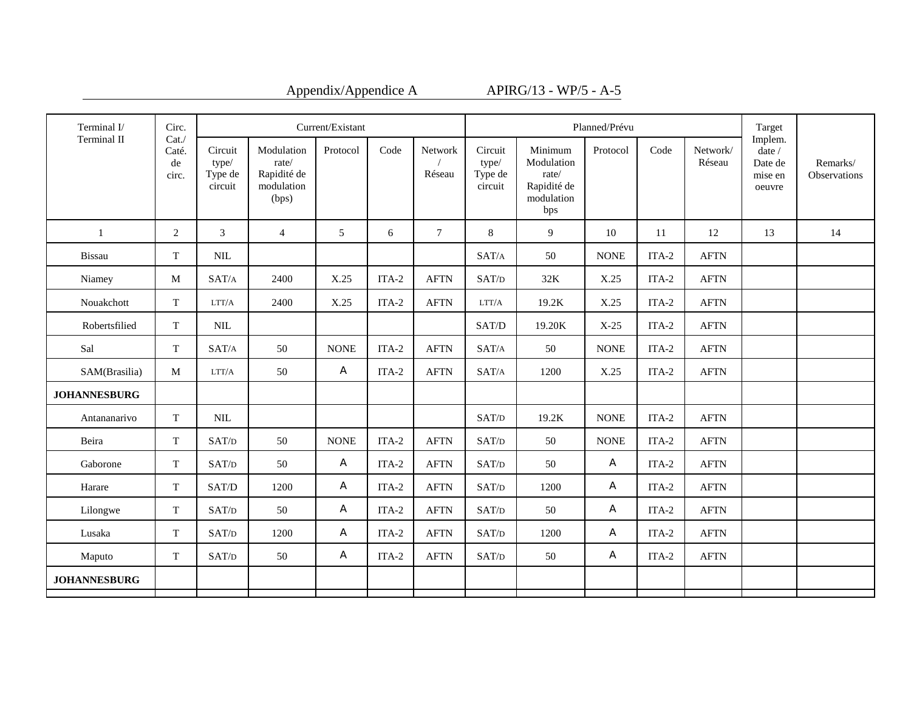| Terminal I/ Terminal II | Circ. Cat./ Caté. de circ. | Current/Existant | | | | | Planned/Prévu | | | | | Target Implem. date / Date de mise en oeuvre | Remarks/ Observations |
|---|---|---|---|---|---|---|---|---|---|---|---|---|---|
| | | Circuit type/ Type de circuit | Modulation rate/ Rapidité de modulation (bps) | Protocol | Code | Network / Réseau | Circuit type/ Type de circuit | Minimum Modulation rate/ Rapidité de modulation bps | Protocol | Code | Network/ Réseau | | |
| 1 | 2 | 3 | 4 | 5 | 6 | 7 | 8 | 9 | 10 | 11 | 12 | 13 | 14 |
| Bissau | T | NIL | | | | | SAT/A | 50 | NONE | ITA-2 | AFTN | | |
| Niamey | M | SAT/A | 2400 | X.25 | ITA-2 | AFTN | SAT/D | 32K | X.25 | ITA-2 | AFTN | | |
| Nouakchott | T | LTT/A | 2400 | X.25 | ITA-2 | AFTN | LTT/A | 19.2K | X.25 | ITA-2 | AFTN | | |
| Robertsfilied | T | NIL | | | | | SAT/D | 19.20K | X-25 | ITA-2 | AFTN | | |
| Sal | T | SAT/A | 50 | NONE | ITA-2 | AFTN | SAT/A | 50 | NONE | ITA-2 | AFTN | | |
| SAM(Brasilia) | M | LTT/A | 50 | A | ITA-2 | AFTN | SAT/A | 1200 | X.25 | ITA-2 | AFTN | | |
| **JOHANNESBURG** | | | | | | | | | | | | | |
| Antananarivo | T | NIL | | | | | SAT/D | 19.2K | NONE | ITA-2 | AFTN | | |
| Beira | T | SAT/D | 50 | NONE | ITA-2 | AFTN | SAT/D | 50 | NONE | ITA-2 | AFTN | | |
| Gaborone | T | SAT/D | 50 | A | ITA-2 | AFTN | SAT/D | 50 | A | ITA-2 | AFTN | | |
| Harare | T | SAT/D | 1200 | A | ITA-2 | AFTN | SAT/D | 1200 | A | ITA-2 | AFTN | | |
| Lilongwe | T | SAT/D | 50 | A | ITA-2 | AFTN | SAT/D | 50 | A | ITA-2 | AFTN | | |
| Lusaka | T | SAT/D | 1200 | A | ITA-2 | AFTN | SAT/D | 1200 | A | ITA-2 | AFTN | | |
| Maputo | T | SAT/D | 50 | A | ITA-2 | AFTN | SAT/D | 50 | A | ITA-2 | AFTN | | |
| **JOHANNESBURG** | | | | | | | | | | | | | |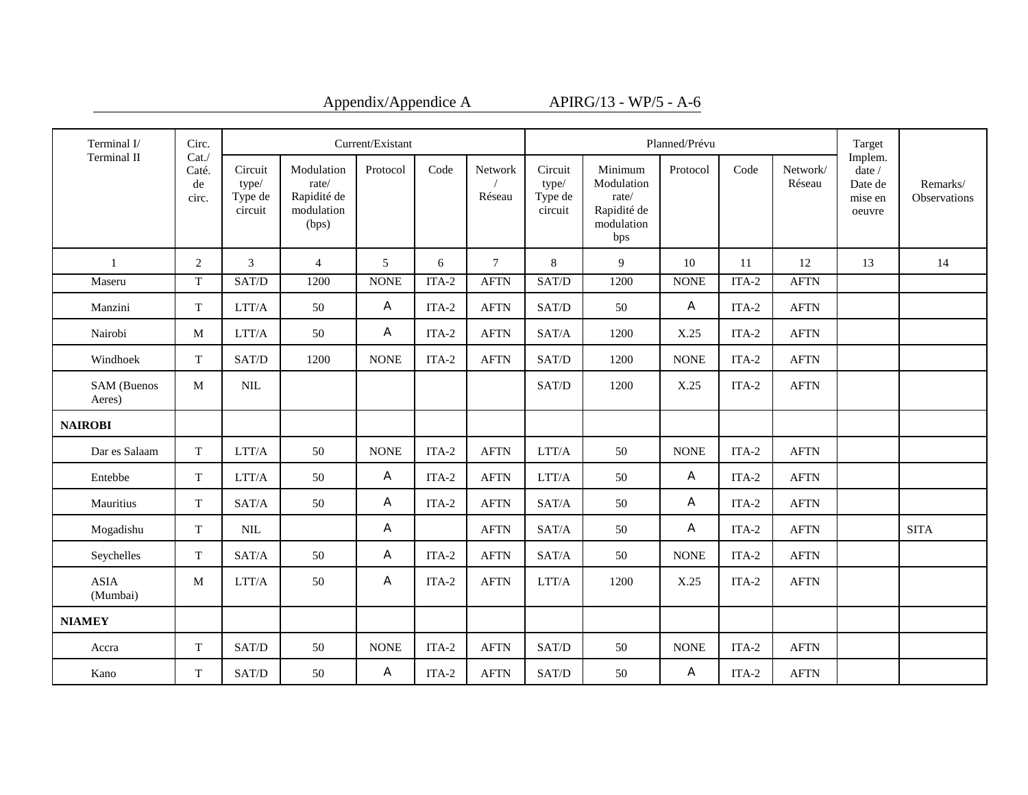| Terminal I/ Terminal II | Circ. Cat./ Caté. de circ. | Current/Existant | | | | | Planned/Prévu | | | | | Target Implem. date / Date de mise en oeuvre | Remarks/ Observations |
|---|---|---|---|---|---|---|---|---|---|---|---|---|---|
| | | Circuit type/ Type de circuit | Modulation rate/ Rapidité de modulation (bps) | Protocol | Code | Network / Réseau | Circuit type/ Type de circuit | Minimum Modulation rate/ Rapidité de modulation bps | Protocol | Code | Network/ Réseau | | |
| 1 | 2 | 3 | 4 | 5 | 6 | 7 | 8 | 9 | 10 | 11 | 12 | 13 | 14 |
| Maseru | T | SAT/D | 1200 | NONE | ITA-2 | AFTN | SAT/D | 1200 | NONE | ITA-2 | AFTN | | |
| Manzini | T | LTT/A | 50 | A | ITA-2 | AFTN | SAT/D | 50 | A | ITA-2 | AFTN | | |
| Nairobi | M | LTT/A | 50 | A | ITA-2 | AFTN | SAT/A | 1200 | X.25 | ITA-2 | AFTN | | |
| Windhoek | T | SAT/D | 1200 | NONE | ITA-2 | AFTN | SAT/D | 1200 | NONE | ITA-2 | AFTN | | |
| SAM (Buenos Aeres) | M | NIL | | | | | SAT/D | 1200 | X.25 | ITA-2 | AFTN | | |
| **NAIROBI** | | | | | | | | | | | | | |
| Dar es Salaam | T | LTT/A | 50 | NONE | ITA-2 | AFTN | LTT/A | 50 | NONE | ITA-2 | AFTN | | |
| Entebbe | T | LTT/A | 50 | A | ITA-2 | AFTN | LTT/A | 50 | A | ITA-2 | AFTN | | |
| Mauritius | T | SAT/A | 50 | A | ITA-2 | AFTN | SAT/A | 50 | A | ITA-2 | AFTN | | |
| Mogadishu | T | NIL | | A | | AFTN | SAT/A | 50 | A | ITA-2 | AFTN | | SITA |
| Seychelles | T | SAT/A | 50 | A | ITA-2 | AFTN | SAT/A | 50 | NONE | ITA-2 | AFTN | | |
| ASIA (Mumbai) | M | LTT/A | 50 | A | ITA-2 | AFTN | LTT/A | 1200 | X.25 | ITA-2 | AFTN | | |
| **NIAMEY** | | | | | | | | | | | | | |
| Accra | T | SAT/D | 50 | NONE | ITA-2 | AFTN | SAT/D | 50 | NONE | ITA-2 | AFTN | | |
| Kano | T | SAT/D | 50 | A | ITA-2 | AFTN | SAT/D | 50 | A | ITA-2 | AFTN | | |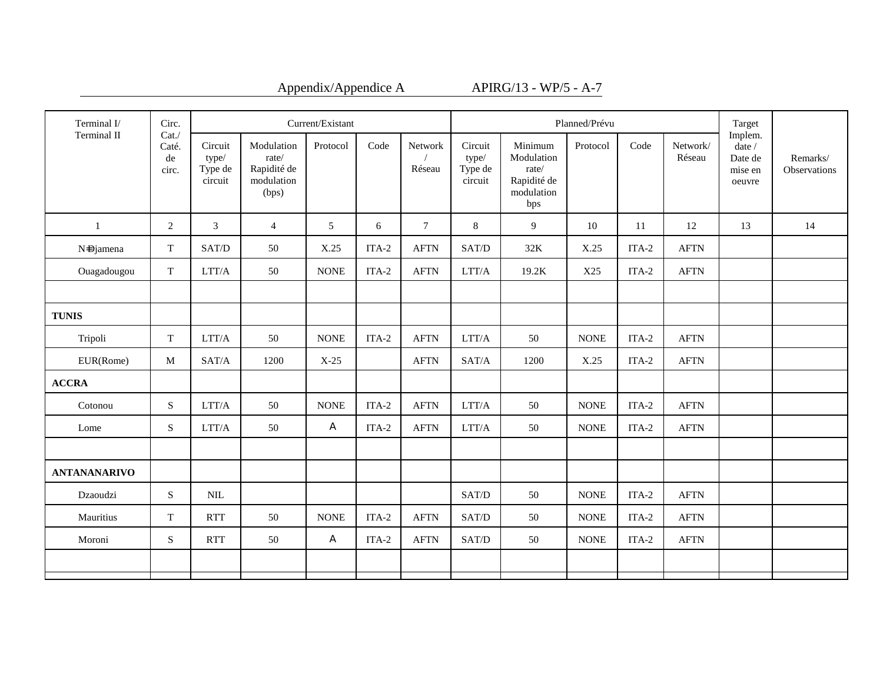| Terminal I/ Terminal II | Circ. Cat./ Caté. de circ. | Current/Existant | | | | | Planned/Prévu | | | | | Target Implem. date / Date de mise en oeuvre | Remarks/ Observations |
|---|---|---|---|---|---|---|---|---|---|---|---|---|---|
| | | Circuit type/ Type de circuit | Modulation rate/ Rapidité de modulation (bps) | Protocol | Code | Network / Réseau | Circuit type/ Type de circuit | Minimum Modulation rate/ Rapidité de modulation bps | Protocol | Code | Network/ Réseau | | |
| 1 | 2 | 3 | 4 | 5 | 6 | 7 | 8 | 9 | 10 | 11 | 12 | 13 | 14 |
| N=Djamena | T | SAT/D | 50 | X.25 | ITA-2 | AFTN | SAT/D | 32K | X.25 | ITA-2 | AFTN | | |
| Ouagadougou | T | LTT/A | 50 | NONE | ITA-2 | AFTN | LTT/A | 19.2K | X25 | ITA-2 | AFTN | | |
| | | | | | | | | | | | | | |
| **TUNIS** | | | | | | | | | | | | | |
| Tripoli | T | LTT/A | 50 | NONE | ITA-2 | AFTN | LTT/A | 50 | NONE | ITA-2 | AFTN | | |
| EUR(Rome) | M | SAT/A | 1200 | X-25 | | AFTN | SAT/A | 1200 | X.25 | ITA-2 | AFTN | | |
| **ACCRA** | | | | | | | | | | | | | |
| Cotonou | S | LTT/A | 50 | NONE | ITA-2 | AFTN | LTT/A | 50 | NONE | ITA-2 | AFTN | | |
| Lome | S | LTT/A | 50 | A | ITA-2 | AFTN | LTT/A | 50 | NONE | ITA-2 | AFTN | | |
| | | | | | | | | | | | | | |
| **ANTANANARIVO** | | | | | | | | | | | | | |
| Dzaoudzi | S | NIL | | | | | SAT/D | 50 | NONE | ITA-2 | AFTN | | |
| Mauritius | T | RTT | 50 | NONE | ITA-2 | AFTN | SAT/D | 50 | NONE | ITA-2 | AFTN | | |
| Moroni | S | RTT | 50 | A | ITA-2 | AFTN | SAT/D | 50 | NONE | ITA-2 | AFTN | | |
| | | | | | | | | | | | | | |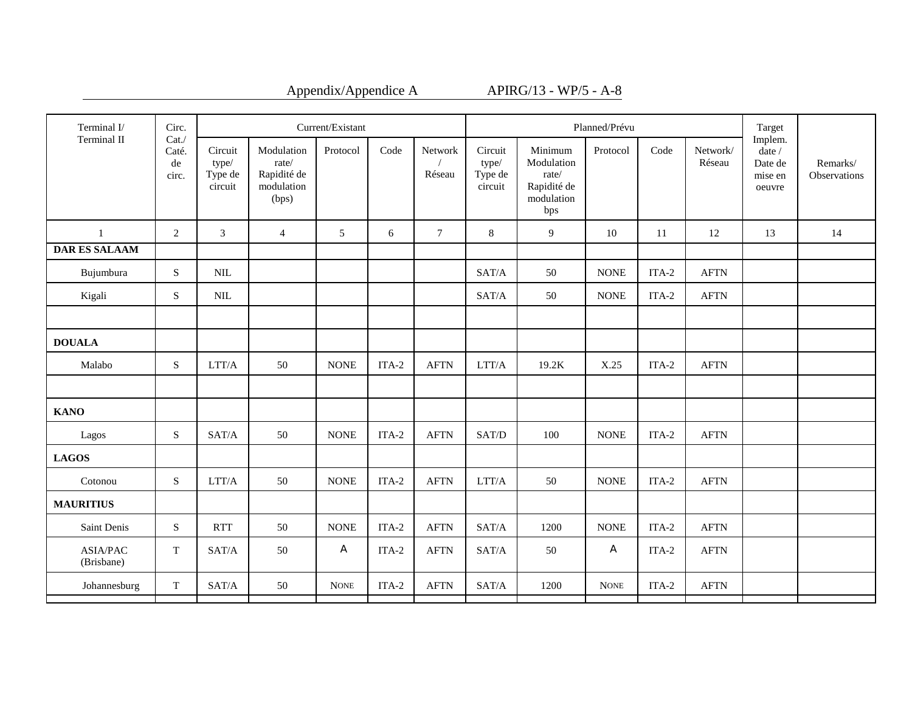| Terminal I/ Terminal II | Circ. Cat./ Caté. de circ. | Current/Existant | | | | | Planned/Prévu | | | | | Target Implem. date / Date de mise en oeuvre | Remarks/ Observations |
|---|---|---|---|---|---|---|---|---|---|---|---|---|---|
| | | Circuit type/ Type de circuit | Modulation rate/ Rapidité de modulation (bps) | Protocol | Code | Network / Réseau | Circuit type/ Type de circuit | Minimum Modulation rate/ Rapidité de modulation bps | Protocol | Code | Network/ Réseau | | |
| 1 | 2 | 3 | 4 | 5 | 6 | 7 | 8 | 9 | 10 | 11 | 12 | 13 | 14 |
| **DAR ES SALAAM** | | | | | | | | | | | | | |
| Bujumbura | S | NIL | | | | | SAT/A | 50 | NONE | ITA-2 | AFTN | | |
| Kigali | S | NIL | | | | | SAT/A | 50 | NONE | ITA-2 | AFTN | | |
| | | | | | | | | | | | | | |
| **DOUALA** | | | | | | | | | | | | | |
| Malabo | S | LTT/A | 50 | NONE | ITA-2 | AFTN | LTT/A | 19.2K | X.25 | ITA-2 | AFTN | | |
| | | | | | | | | | | | | | |
| **KANO** | | | | | | | | | | | | | |
| Lagos | S | SAT/A | 50 | NONE | ITA-2 | AFTN | SAT/D | 100 | NONE | ITA-2 | AFTN | | |
| **LAGOS** | | | | | | | | | | | | | |
| Cotonou | S | LTT/A | 50 | NONE | ITA-2 | AFTN | LTT/A | 50 | NONE | ITA-2 | AFTN | | |
| **MAURITIUS** | | | | | | | | | | | | | |
| Saint Denis | S | RTT | 50 | NONE | ITA-2 | AFTN | SAT/A | 1200 | NONE | ITA-2 | AFTN | | |
| ASIA/PAC (Brisbane) | T | SAT/A | 50 | A | ITA-2 | AFTN | SAT/A | 50 | A | ITA-2 | AFTN | | |
| Johannesburg | T | SAT/A | 50 | NONE | ITA-2 | AFTN | SAT/A | 1200 | NONE | ITA-2 | AFTN | | |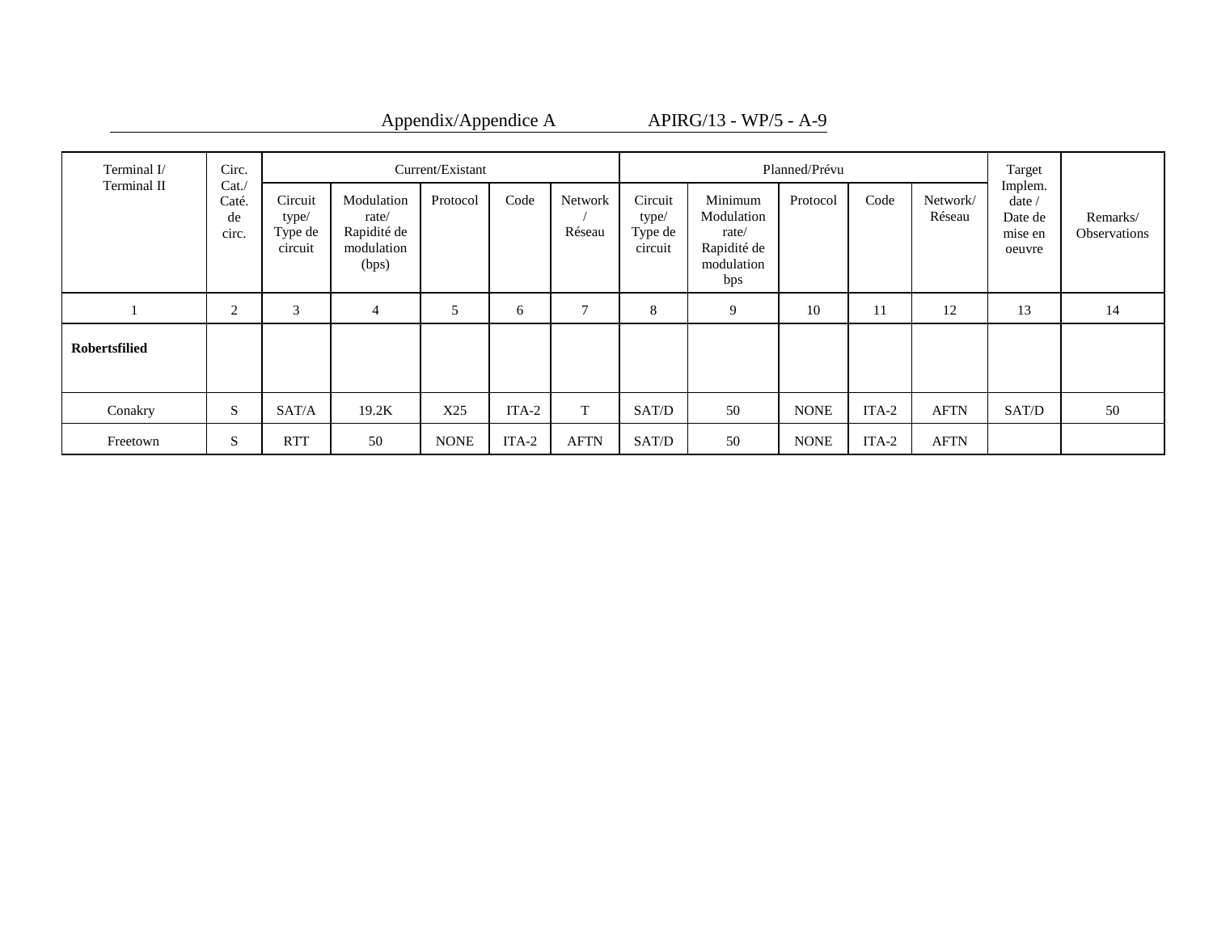| Terminal I/ Terminal II | Circ. Cat./ Caté. de circ. | Current/Existant | | | | | Planned/Prévu | | | | | Target Implem. date / Date de mise en oeuvre | Remarks/ Observations |
|---|---|---|---|---|---|---|---|---|---|---|---|---|---|
| | | Circuit type/ Type de circuit | Modulation rate/ Rapidité de modulation (bps) | Protocol | Code | Network / Réseau | Circuit type/ Type de circuit | Minimum Modulation rate/ Rapidité de modulation bps | Protocol | Code | Network/ Réseau | | |
| 1 | 2 | 3 | 4 | 5 | 6 | 7 | 8 | 9 | 10 | 11 | 12 | 13 | 14 |
| **Robertsfilied** | | | | | | | | | | | | | |
| Conakry | S | SAT/A | 19.2K | X25 | ITA-2 | T | SAT/D | 50 | NONE | ITA-2 | AFTN | SAT/D | 50 |
| Freetown | S | RTT | 50 | NONE | ITA-2 | AFTN | SAT/D | 50 | NONE | ITA-2 | AFTN | | |